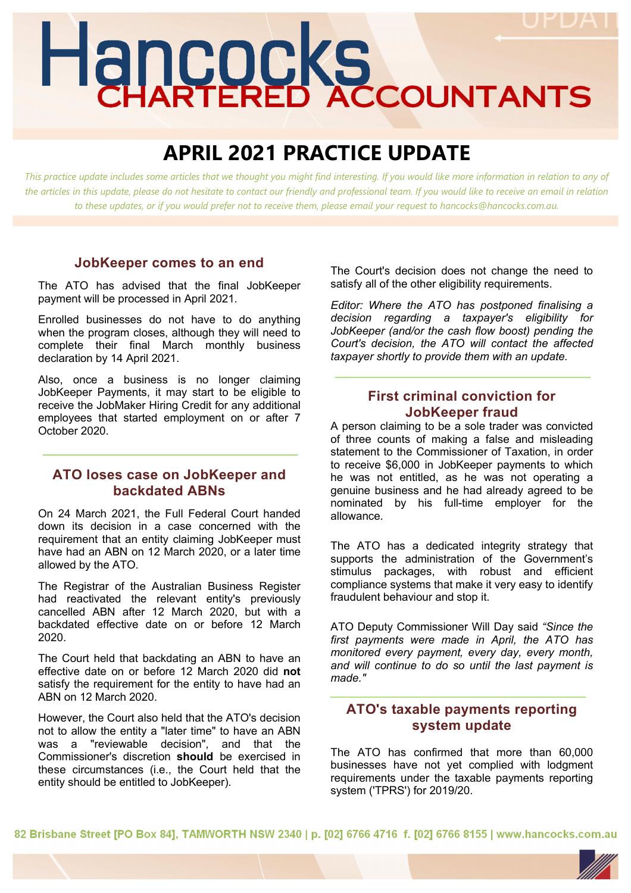# Hancocks CHARTERED ACCOUNTANTS

# APRIL 2021 PRACTICE UPDATE

*This practice update includes some articles that we thought you might find interesting. If you would like more information in relation to any of the articles in this update, please do not hesitate to contact our friendly and professional team. If you would like to receive an email in relation to these updates, or if you would prefer not to receive them, please email your request to hancocks@hancocks.com.au.*

## JobKeeper comes to an end

The ATO has advised that the final JobKeeper payment will be processed in April 2021.

Enrolled businesses do not have to do anything when the program closes, although they will need to complete their final March monthly business declaration by 14 April 2021.

Also, once a business is no longer claiming JobKeeper Payments, it may start to be eligible to receive the JobMaker Hiring Credit for any additional employees that started employment on or after 7 October 2020.

## ATO loses case on JobKeeper and backdated ABNs

On 24 March 2021, the Full Federal Court handed down its decision in a case concerned with the requirement that an entity claiming JobKeeper must have had an ABN on 12 March 2020, or a later time allowed by the ATO.

The Registrar of the Australian Business Register had reactivated the relevant entity's previously cancelled ABN after 12 March 2020, but with a backdated effective date on or before 12 March 2020.

The Court held that backdating an ABN to have an effective date on or before 12 March 2020 did **not** satisfy the requirement for the entity to have had an ABN on 12 March 2020.

However, the Court also held that the ATO's decision not to allow the entity a "later time" to have an ABN was a "reviewable decision", and that the Commissioner's discretion **should** be exercised in these circumstances (i.e., the Court held that the entity should be entitled to JobKeeper).

The Court's decision does not change the need to satisfy all of the other eligibility requirements.

*Editor: Where the ATO has postponed finalising a decision regarding a taxpayer's eligibility for JobKeeper (and/or the cash flow boost) pending the Court's decision, the ATO will contact the affected taxpayer shortly to provide them with an update.*

## First criminal conviction for JobKeeper fraud

A person claiming to be a sole trader was convicted of three counts of making a false and misleading statement to the Commissioner of Taxation, in order to receive $6,000 in JobKeeper payments to which he was not entitled, as he was not operating a genuine business and he had already agreed to be nominated by his full-time employer for the allowance.

The ATO has a dedicated integrity strategy that supports the administration of the Government's stimulus packages, with robust and efficient compliance systems that make it very easy to identify fraudulent behaviour and stop it.

ATO Deputy Commissioner Will Day said *"Since the first payments were made in April, the ATO has monitored every payment, every day, every month, and will continue to do so until the last payment is made."*

## ATO's taxable payments reporting system update

The ATO has confirmed that more than 60,000 businesses have not yet complied with lodgment requirements under the taxable payments reporting system ('TPRS') for 2019/20.

82 Brisbane Street [PO Box 84], TAMWORTH NSW 2340 | p. [02] 6766 4716 f. [02] 6766 8155 | www.hancocks.com.au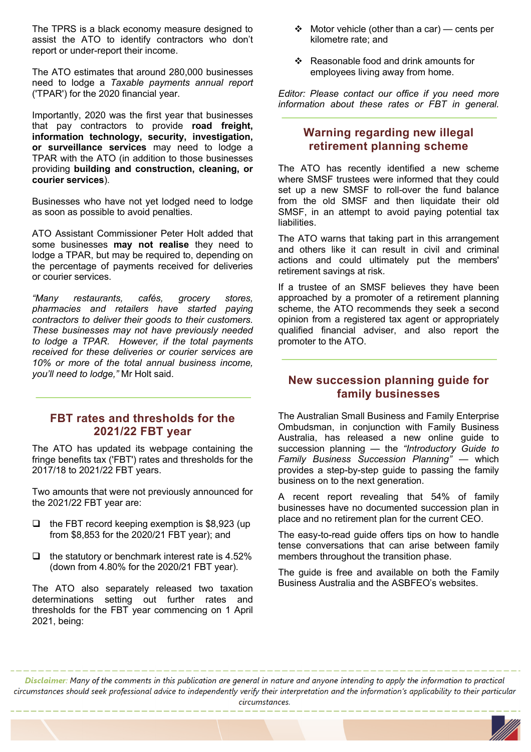The TPRS is a black economy measure designed to assist the ATO to identify contractors who don't report or under-report their income.

The ATO estimates that around 280,000 businesses need to lodge a *Taxable payments annual report* ('TPAR') for the 2020 financial year.

Importantly, 2020 was the first year that businesses that pay contractors to provide **road freight, information technology, security, investigation, or surveillance services** may need to lodge a TPAR with the ATO (in addition to those businesses providing **building and construction, cleaning, or courier services**).

Businesses who have not yet lodged need to lodge as soon as possible to avoid penalties.

ATO Assistant Commissioner Peter Holt added that some businesses **may not realise** they need to lodge a TPAR, but may be required to, depending on the percentage of payments received for deliveries or courier services.

*"Many restaurants, cafés, grocery stores, pharmacies and retailers have started paying contractors to deliver their goods to their customers. These businesses may not have previously needed to lodge a TPAR. However, if the total payments received for these deliveries or courier services are 10% or more of the total annual business income, you'll need to lodge,"* Mr Holt said.

## FBT rates and thresholds for the 2021/22 FBT year

The ATO has updated its webpage containing the fringe benefits tax ('FBT') rates and thresholds for the 2017/18 to 2021/22 FBT years.

Two amounts that were not previously announced for the 2021/22 FBT year are:

- the FBT record keeping exemption is $8,923 (up from $8,853 for the 2020/21 FBT year); and
- the statutory or benchmark interest rate is 4.52% (down from 4.80% for the 2020/21 FBT year).

The ATO also separately released two taxation determinations setting out further rates and thresholds for the FBT year commencing on 1 April 2021, being:

- Motor vehicle (other than a car) — cents per kilometre rate; and
- Reasonable food and drink amounts for employees living away from home.

*Editor: Please contact our office if you need more information about these rates or FBT in general.*

## Warning regarding new illegal retirement planning scheme

The ATO has recently identified a new scheme where SMSF trustees were informed that they could set up a new SMSF to roll-over the fund balance from the old SMSF and then liquidate their old SMSF, in an attempt to avoid paying potential tax liabilities.

The ATO warns that taking part in this arrangement and others like it can result in civil and criminal actions and could ultimately put the members' retirement savings at risk.

If a trustee of an SMSF believes they have been approached by a promoter of a retirement planning scheme, the ATO recommends they seek a second opinion from a registered tax agent or appropriately qualified financial adviser, and also report the promoter to the ATO.

## New succession planning guide for family businesses

The Australian Small Business and Family Enterprise Ombudsman, in conjunction with Family Business Australia, has released a new online guide to succession planning — the *"Introductory Guide to Family Business Succession Planning"* — which provides a step-by-step guide to passing the family business on to the next generation.

A recent report revealing that 54% of family businesses have no documented succession plan in place and no retirement plan for the current CEO.

The easy-to-read guide offers tips on how to handle tense conversations that can arise between family members throughout the transition phase.

The guide is free and available on both the Family Business Australia and the ASBFEO's websites.

*__Disclaimer:__ Many of the comments in this publication are general in nature and anyone intending to apply the information to practical circumstances should seek professional advice to independently verify their interpretation and the information's applicability to their particular circumstances.*